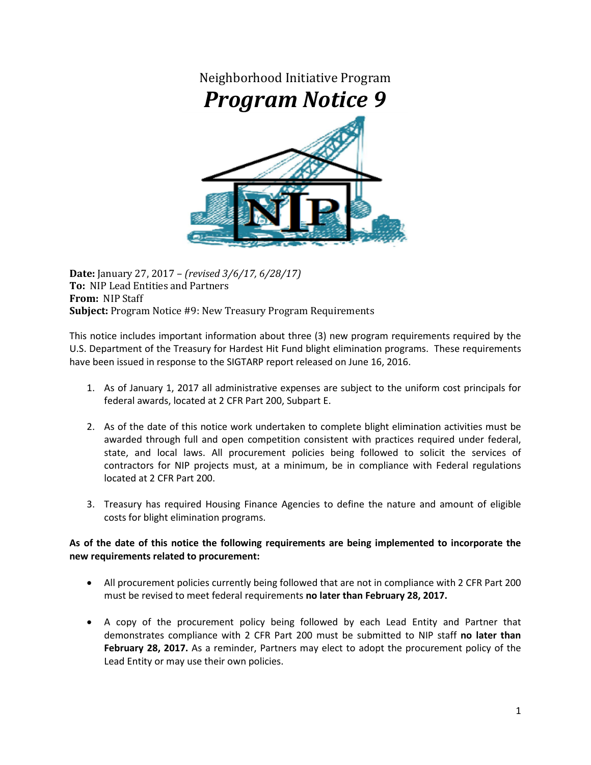# Neighborhood Initiative Program

## *Program Notice 9*

**Date:** January 27, 2017 – *(revised 3/6/17, 6/28/17)*
**To:** NIP Lead Entities and Partners
**From:** NIP Staff
**Subject:** Program Notice #9: New Treasury Program Requirements

This notice includes important information about three (3) new program requirements required by the U.S. Department of the Treasury for Hardest Hit Fund blight elimination programs. These requirements have been issued in response to the SIGTARP report released on June 16, 2016.

1. As of January 1, 2017 all administrative expenses are subject to the uniform cost principals for federal awards, located at 2 CFR Part 200, Subpart E.

2. As of the date of this notice work undertaken to complete blight elimination activities must be awarded through full and open competition consistent with practices required under federal, state, and local laws. All procurement policies being followed to solicit the services of contractors for NIP projects must, at a minimum, be in compliance with Federal regulations located at 2 CFR Part 200.

3. Treasury has required Housing Finance Agencies to define the nature and amount of eligible costs for blight elimination programs.

**As of the date of this notice the following requirements are being implemented to incorporate the new requirements related to procurement:**

- All procurement policies currently being followed that are not in compliance with 2 CFR Part 200 must be revised to meet federal requirements **no later than February 28, 2017.**

- A copy of the procurement policy being followed by each Lead Entity and Partner that demonstrates compliance with 2 CFR Part 200 must be submitted to NIP staff **no later than February 28, 2017.** As a reminder, Partners may elect to adopt the procurement policy of the Lead Entity or may use their own policies.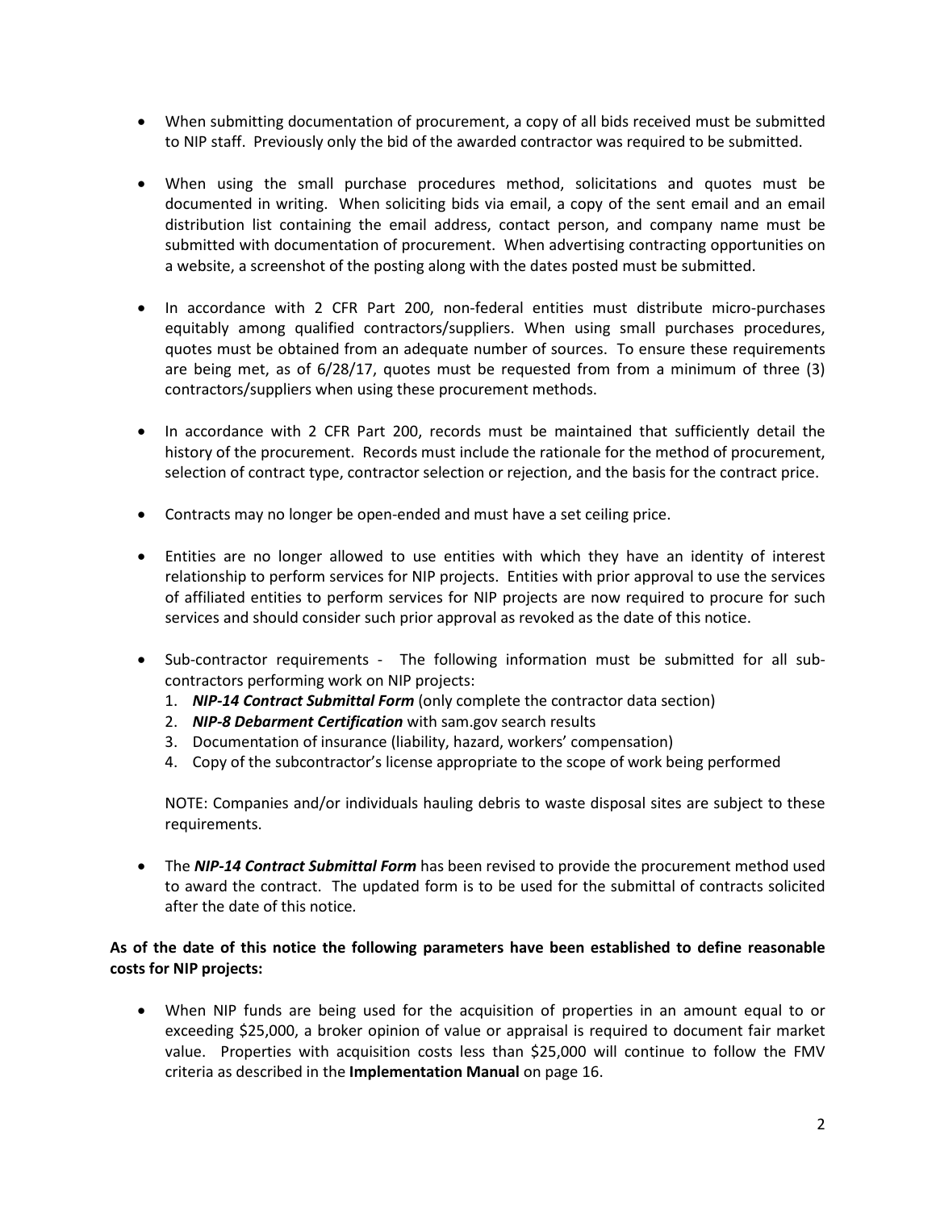- When submitting documentation of procurement, a copy of all bids received must be submitted to NIP staff. Previously only the bid of the awarded contractor was required to be submitted.

- When using the small purchase procedures method, solicitations and quotes must be documented in writing. When soliciting bids via email, a copy of the sent email and an email distribution list containing the email address, contact person, and company name must be submitted with documentation of procurement. When advertising contracting opportunities on a website, a screenshot of the posting along with the dates posted must be submitted.

- In accordance with 2 CFR Part 200, non-federal entities must distribute micro-purchases equitably among qualified contractors/suppliers. When using small purchases procedures, quotes must be obtained from an adequate number of sources. To ensure these requirements are being met, as of 6/28/17, quotes must be requested from from a minimum of three (3) contractors/suppliers when using these procurement methods.

- In accordance with 2 CFR Part 200, records must be maintained that sufficiently detail the history of the procurement. Records must include the rationale for the method of procurement, selection of contract type, contractor selection or rejection, and the basis for the contract price.

- Contracts may no longer be open-ended and must have a set ceiling price.

- Entities are no longer allowed to use entities with which they have an identity of interest relationship to perform services for NIP projects. Entities with prior approval to use the services of affiliated entities to perform services for NIP projects are now required to procure for such services and should consider such prior approval as revoked as the date of this notice.

- Sub-contractor requirements - The following information must be submitted for all sub-contractors performing work on NIP projects:
  1. ***NIP-14 Contract Submittal Form*** (only complete the contractor data section)
  2. ***NIP-8 Debarment Certification*** with sam.gov search results
  3. Documentation of insurance (liability, hazard, workers' compensation)
  4. Copy of the subcontractor's license appropriate to the scope of work being performed

  NOTE: Companies and/or individuals hauling debris to waste disposal sites are subject to these requirements.

- The ***NIP-14 Contract Submittal Form*** has been revised to provide the procurement method used to award the contract. The updated form is to be used for the submittal of contracts solicited after the date of this notice.

**As of the date of this notice the following parameters have been established to define reasonable costs for NIP projects:**

- When NIP funds are being used for the acquisition of properties in an amount equal to or exceeding $25,000, a broker opinion of value or appraisal is required to document fair market value. Properties with acquisition costs less than $25,000 will continue to follow the FMV criteria as described in the **Implementation Manual** on page 16.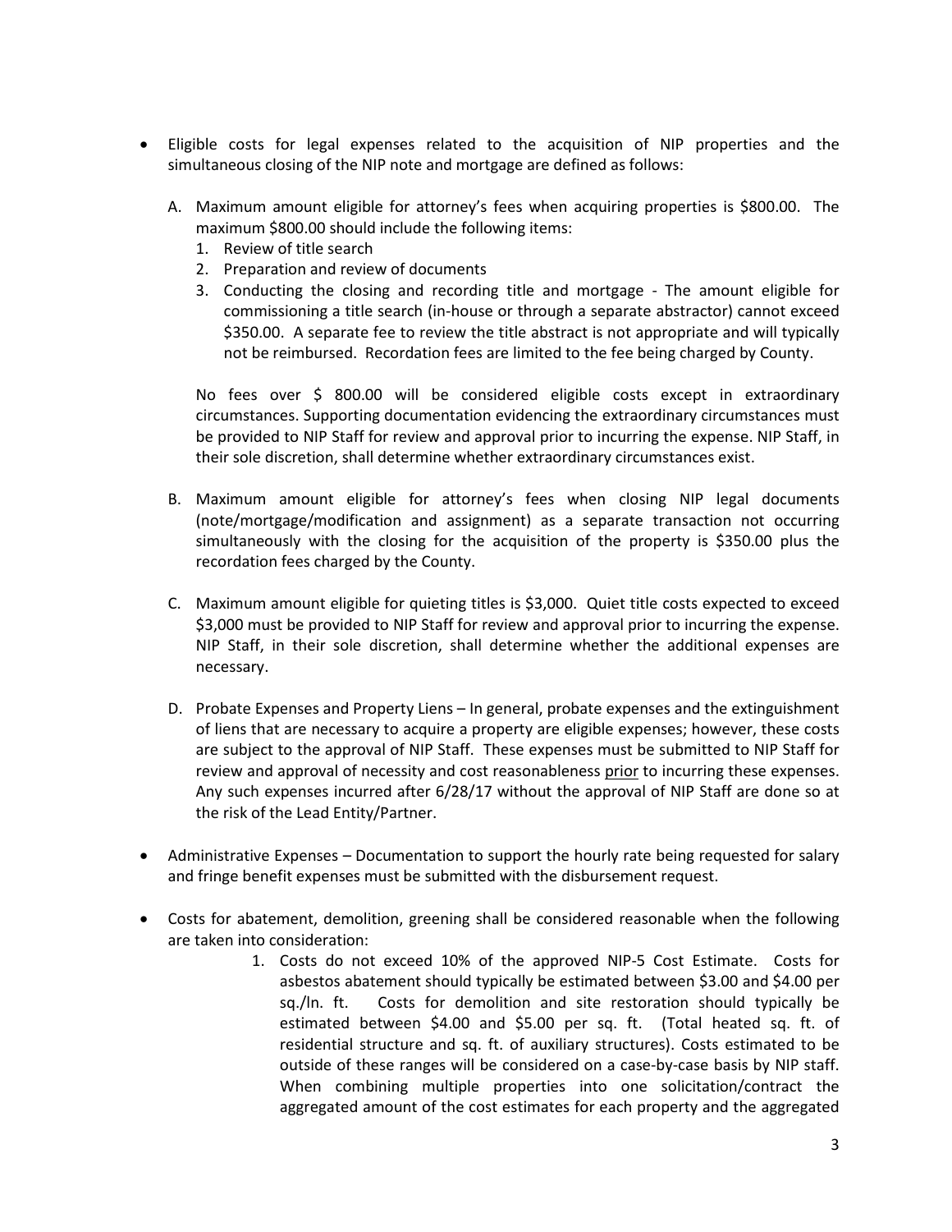- Eligible costs for legal expenses related to the acquisition of NIP properties and the simultaneous closing of the NIP note and mortgage are defined as follows:

  A. Maximum amount eligible for attorney's fees when acquiring properties is $800.00. The maximum $800.00 should include the following items:
     1. Review of title search
     2. Preparation and review of documents
     3. Conducting the closing and recording title and mortgage - The amount eligible for commissioning a title search (in-house or through a separate abstractor) cannot exceed $350.00. A separate fee to review the title abstract is not appropriate and will typically not be reimbursed. Recordation fees are limited to the fee being charged by County.

     No fees over $ 800.00 will be considered eligible costs except in extraordinary circumstances. Supporting documentation evidencing the extraordinary circumstances must be provided to NIP Staff for review and approval prior to incurring the expense. NIP Staff, in their sole discretion, shall determine whether extraordinary circumstances exist.

  B. Maximum amount eligible for attorney's fees when closing NIP legal documents (note/mortgage/modification and assignment) as a separate transaction not occurring simultaneously with the closing for the acquisition of the property is $350.00 plus the recordation fees charged by the County.

  C. Maximum amount eligible for quieting titles is $3,000. Quiet title costs expected to exceed $3,000 must be provided to NIP Staff for review and approval prior to incurring the expense. NIP Staff, in their sole discretion, shall determine whether the additional expenses are necessary.

  D. Probate Expenses and Property Liens – In general, probate expenses and the extinguishment of liens that are necessary to acquire a property are eligible expenses; however, these costs are subject to the approval of NIP Staff. These expenses must be submitted to NIP Staff for review and approval of necessity and cost reasonableness prior to incurring these expenses. Any such expenses incurred after 6/28/17 without the approval of NIP Staff are done so at the risk of the Lead Entity/Partner.

- Administrative Expenses – Documentation to support the hourly rate being requested for salary and fringe benefit expenses must be submitted with the disbursement request.

- Costs for abatement, demolition, greening shall be considered reasonable when the following are taken into consideration:
  1. Costs do not exceed 10% of the approved NIP-5 Cost Estimate. Costs for asbestos abatement should typically be estimated between $3.00 and $4.00 per sq./ln. ft. Costs for demolition and site restoration should typically be estimated between $4.00 and $5.00 per sq. ft. (Total heated sq. ft. of residential structure and sq. ft. of auxiliary structures). Costs estimated to be outside of these ranges will be considered on a case-by-case basis by NIP staff. When combining multiple properties into one solicitation/contract the aggregated amount of the cost estimates for each property and the aggregated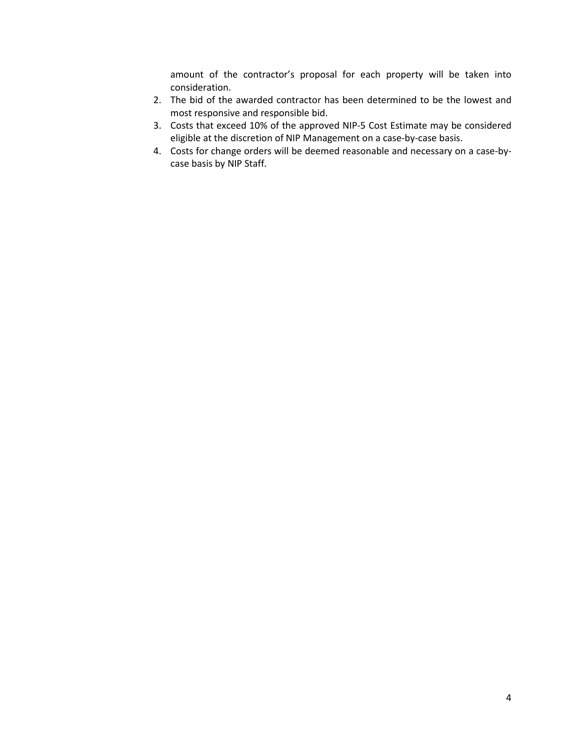amount of the contractor's proposal for each property will be taken into consideration.

2. The bid of the awarded contractor has been determined to be the lowest and most responsive and responsible bid.
3. Costs that exceed 10% of the approved NIP-5 Cost Estimate may be considered eligible at the discretion of NIP Management on a case-by-case basis.
4. Costs for change orders will be deemed reasonable and necessary on a case-by-case basis by NIP Staff.